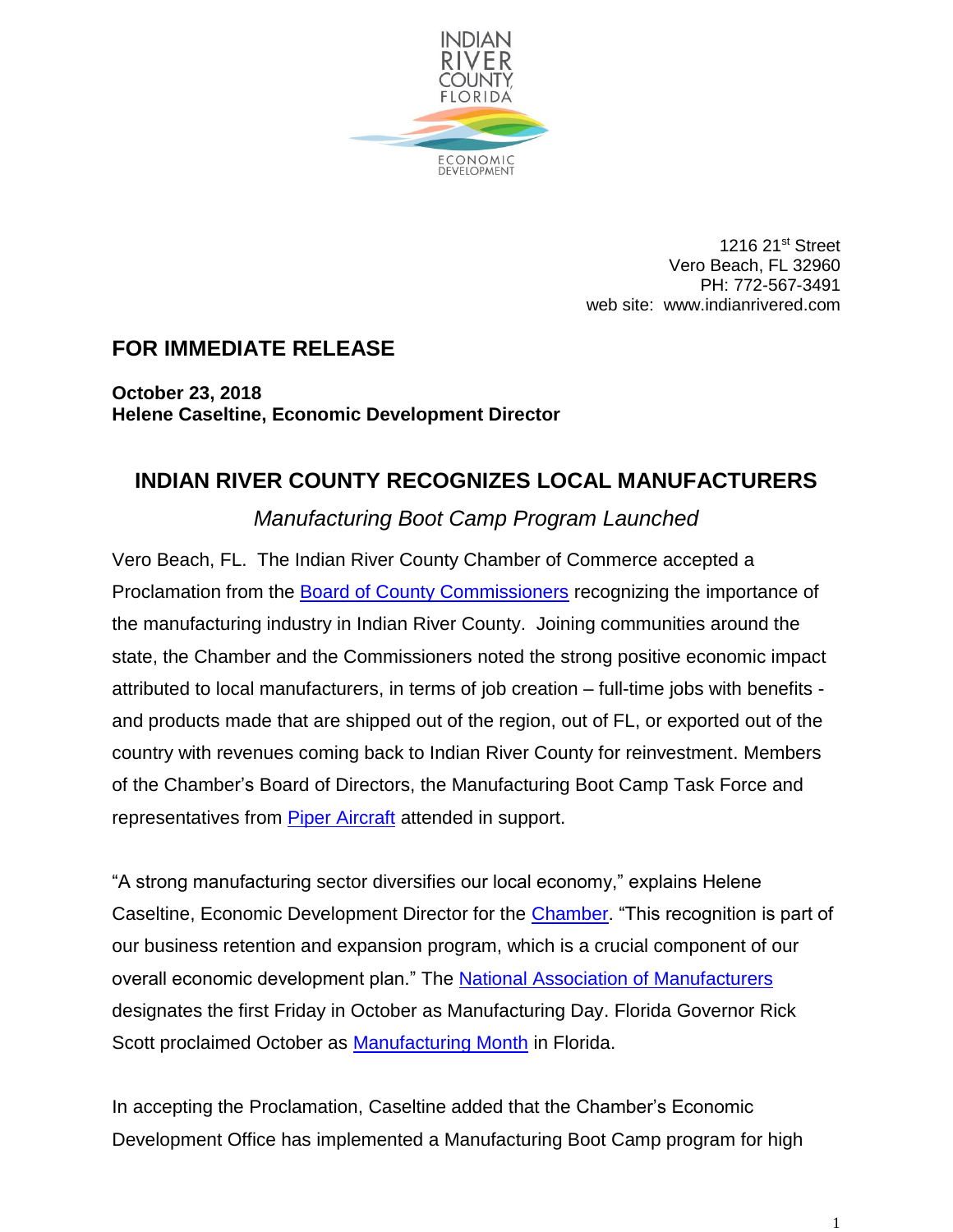INDIAN RIVER COUNTY, FLORIDA
ECONOMIC DEVELOPMENT

1216 21st Street
Vero Beach, FL 32960
PH: 772-567-3491
web site: www.indianrivered.com

## FOR IMMEDIATE RELEASE

**October 23, 2018**
**Helene Caseltine, Economic Development Director**

# INDIAN RIVER COUNTY RECOGNIZES LOCAL MANUFACTURERS

*Manufacturing Boot Camp Program Launched*

Vero Beach, FL. The Indian River County Chamber of Commerce accepted a Proclamation from the Board of County Commissioners recognizing the importance of the manufacturing industry in Indian River County. Joining communities around the state, the Chamber and the Commissioners noted the strong positive economic impact attributed to local manufacturers, in terms of job creation – full-time jobs with benefits - and products made that are shipped out of the region, out of FL, or exported out of the country with revenues coming back to Indian River County for reinvestment. Members of the Chamber's Board of Directors, the Manufacturing Boot Camp Task Force and representatives from Piper Aircraft attended in support.

"A strong manufacturing sector diversifies our local economy," explains Helene Caseltine, Economic Development Director for the Chamber. "This recognition is part of our business retention and expansion program, which is a crucial component of our overall economic development plan." The National Association of Manufacturers designates the first Friday in October as Manufacturing Day. Florida Governor Rick Scott proclaimed October as Manufacturing Month in Florida.

In accepting the Proclamation, Caseltine added that the Chamber's Economic Development Office has implemented a Manufacturing Boot Camp program for high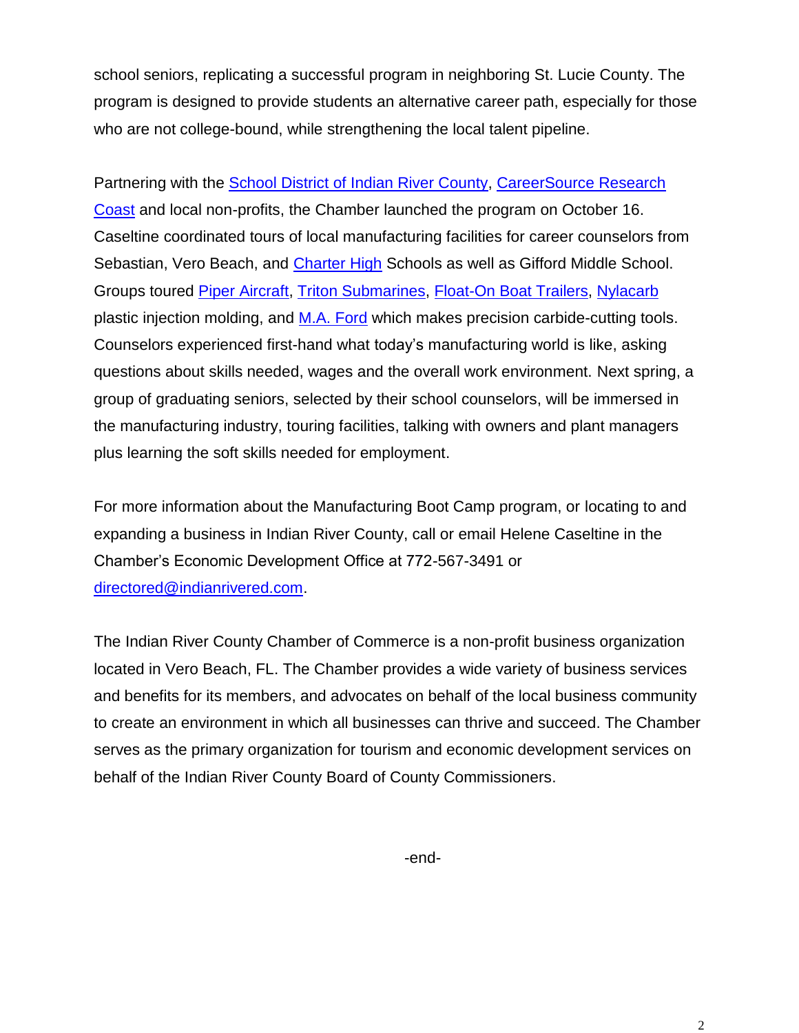school seniors, replicating a successful program in neighboring St. Lucie County. The program is designed to provide students an alternative career path, especially for those who are not college-bound, while strengthening the local talent pipeline.

Partnering with the School District of Indian River County, CareerSource Research Coast and local non-profits, the Chamber launched the program on October 16. Caseltine coordinated tours of local manufacturing facilities for career counselors from Sebastian, Vero Beach, and Charter High Schools as well as Gifford Middle School. Groups toured Piper Aircraft, Triton Submarines, Float-On Boat Trailers, Nylacarb plastic injection molding, and M.A. Ford which makes precision carbide-cutting tools. Counselors experienced first-hand what today's manufacturing world is like, asking questions about skills needed, wages and the overall work environment. Next spring, a group of graduating seniors, selected by their school counselors, will be immersed in the manufacturing industry, touring facilities, talking with owners and plant managers plus learning the soft skills needed for employment.

For more information about the Manufacturing Boot Camp program, or locating to and expanding a business in Indian River County, call or email Helene Caseltine in the Chamber's Economic Development Office at 772-567-3491 or directored@indianrivered.com.

The Indian River County Chamber of Commerce is a non-profit business organization located in Vero Beach, FL. The Chamber provides a wide variety of business services and benefits for its members, and advocates on behalf of the local business community to create an environment in which all businesses can thrive and succeed. The Chamber serves as the primary organization for tourism and economic development services on behalf of the Indian River County Board of County Commissioners.

-end-